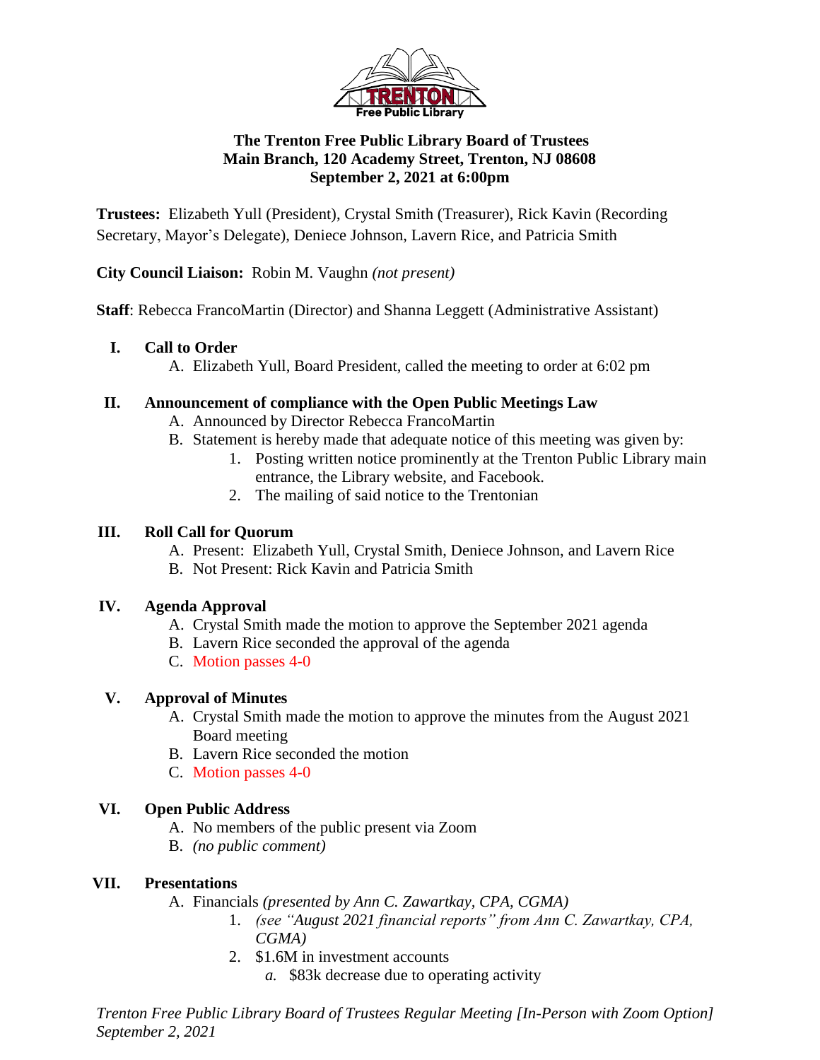**The Trenton Free Public Library Board of Trustees**
**Main Branch, 120 Academy Street, Trenton, NJ 08608**
**September 2, 2021 at 6:00pm**

**Trustees:** Elizabeth Yull (President), Crystal Smith (Treasurer), Rick Kavin (Recording Secretary, Mayor's Delegate), Deniece Johnson, Lavern Rice, and Patricia Smith

**City Council Liaison:** Robin M. Vaughn *(not present)*

**Staff**: Rebecca FrancoMartin (Director) and Shanna Leggett (Administrative Assistant)

I. **Call to Order**
   A. Elizabeth Yull, Board President, called the meeting to order at 6:02 pm

II. **Announcement of compliance with the Open Public Meetings Law**
   A. Announced by Director Rebecca FrancoMartin
   B. Statement is hereby made that adequate notice of this meeting was given by:
      1. Posting written notice prominently at the Trenton Public Library main entrance, the Library website, and Facebook.
      2. The mailing of said notice to the Trentonian

III. **Roll Call for Quorum**
   A. Present: Elizabeth Yull, Crystal Smith, Deniece Johnson, and Lavern Rice
   B. Not Present: Rick Kavin and Patricia Smith

IV. **Agenda Approval**
   A. Crystal Smith made the motion to approve the September 2021 agenda
   B. Lavern Rice seconded the approval of the agenda
   C. Motion passes 4-0

V. **Approval of Minutes**
   A. Crystal Smith made the motion to approve the minutes from the August 2021 Board meeting
   B. Lavern Rice seconded the motion
   C. Motion passes 4-0

VI. **Open Public Address**
   A. No members of the public present via Zoom
   B. *(no public comment)*

VII. **Presentations**
   A. Financials *(presented by Ann C. Zawartkay, CPA, CGMA)*
      1. *(see "August 2021 financial reports" from Ann C. Zawartkay, CPA, CGMA)*
      2. $1.6M in investment accounts
         *a.* $83k decrease due to operating activity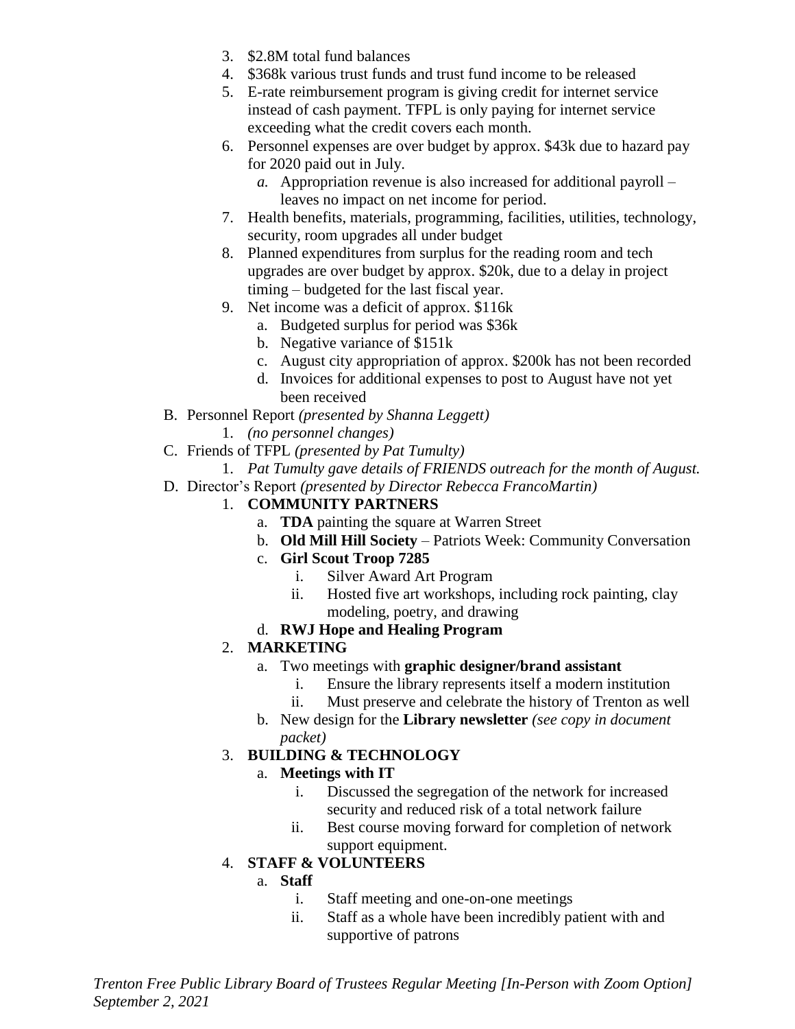3. $2.8M total fund balances
4. $368k various trust funds and trust fund income to be released
5. E-rate reimbursement program is giving credit for internet service instead of cash payment. TFPL is only paying for internet service exceeding what the credit covers each month.
6. Personnel expenses are over budget by approx. $43k due to hazard pay for 2020 paid out in July.
   *a.* Appropriation revenue is also increased for additional payroll – leaves no impact on net income for period.
7. Health benefits, materials, programming, facilities, utilities, technology, security, room upgrades all under budget
8. Planned expenditures from surplus for the reading room and tech upgrades are over budget by approx. $20k, due to a delay in project timing – budgeted for the last fiscal year.
9. Net income was a deficit of approx. $116k
   a. Budgeted surplus for period was $36k
   b. Negative variance of $151k
   c. August city appropriation of approx. $200k has not been recorded
   d. Invoices for additional expenses to post to August have not yet been received

B. Personnel Report *(presented by Shanna Leggett)*
   1. *(no personnel changes)*

C. Friends of TFPL *(presented by Pat Tumulty)*
   1. *Pat Tumulty gave details of FRIENDS outreach for the month of August.*

D. Director's Report *(presented by Director Rebecca FrancoMartin)*
   1. **COMMUNITY PARTNERS**
      a. **TDA** painting the square at Warren Street
      b. **Old Mill Hill Society** – Patriots Week: Community Conversation
      c. **Girl Scout Troop 7285**
         i. Silver Award Art Program
         ii. Hosted five art workshops, including rock painting, clay modeling, poetry, and drawing
      d. **RWJ Hope and Healing Program**
   2. **MARKETING**
      a. Two meetings with **graphic designer/brand assistant**
         i. Ensure the library represents itself a modern institution
         ii. Must preserve and celebrate the history of Trenton as well
      b. New design for the **Library newsletter** *(see copy in document packet)*
   3. **BUILDING & TECHNOLOGY**
      a. **Meetings with IT**
         i. Discussed the segregation of the network for increased security and reduced risk of a total network failure
         ii. Best course moving forward for completion of network support equipment.
   4. **STAFF & VOLUNTEERS**
      a. **Staff**
         i. Staff meeting and one-on-one meetings
         ii. Staff as a whole have been incredibly patient with and supportive of patrons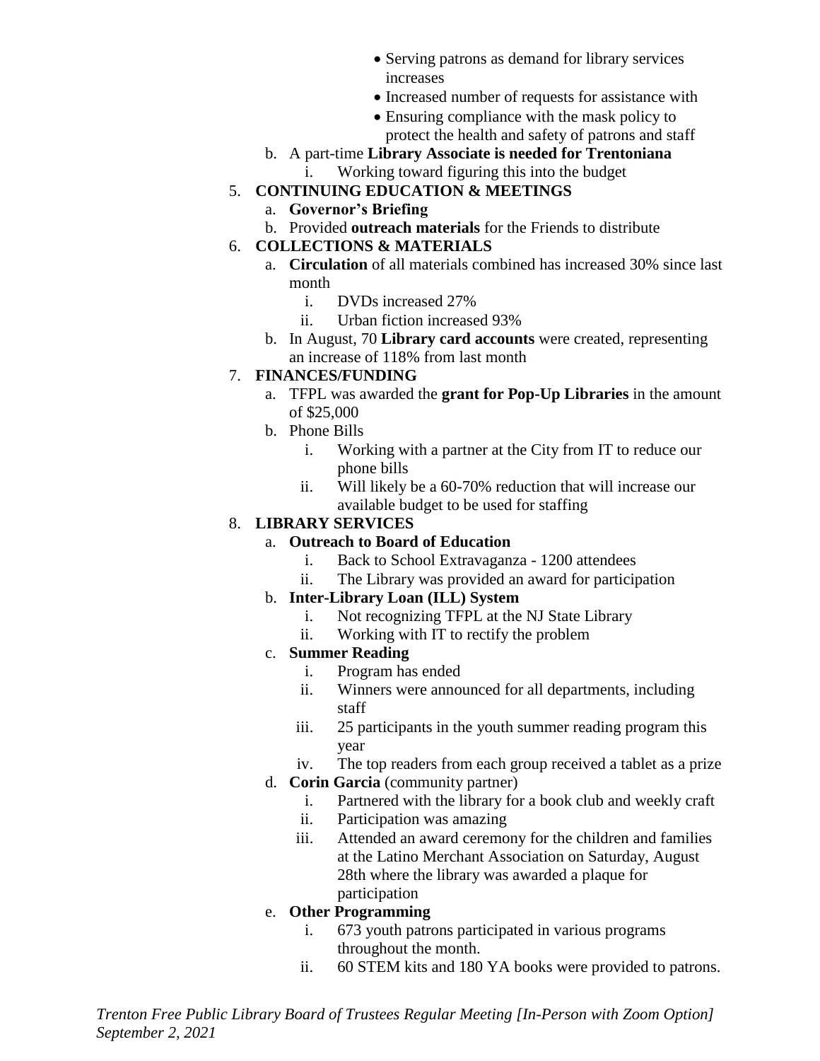- Serving patrons as demand for library services increases
- Increased number of requests for assistance with
- Ensuring compliance with the mask policy to protect the health and safety of patrons and staff

b. A part-time **Library Associate is needed for Trentoniana**

i. Working toward figuring this into the budget

5. **CONTINUING EDUCATION & MEETINGS**

a. **Governor's Briefing**

b. Provided **outreach materials** for the Friends to distribute

6. **COLLECTIONS & MATERIALS**

a. **Circulation** of all materials combined has increased 30% since last month

i. DVDs increased 27%

ii. Urban fiction increased 93%

b. In August, 70 **Library card accounts** were created, representing an increase of 118% from last month

7. **FINANCES/FUNDING**

a. TFPL was awarded the **grant for Pop-Up Libraries** in the amount of $25,000

b. Phone Bills

i. Working with a partner at the City from IT to reduce our phone bills

ii. Will likely be a 60-70% reduction that will increase our available budget to be used for staffing

8. **LIBRARY SERVICES**

a. **Outreach to Board of Education**

i. Back to School Extravaganza - 1200 attendees

ii. The Library was provided an award for participation

b. **Inter-Library Loan (ILL) System**

i. Not recognizing TFPL at the NJ State Library

ii. Working with IT to rectify the problem

c. **Summer Reading**

i. Program has ended

ii. Winners were announced for all departments, including staff

iii. 25 participants in the youth summer reading program this year

iv. The top readers from each group received a tablet as a prize

d. **Corin Garcia** (community partner)

i. Partnered with the library for a book club and weekly craft

ii. Participation was amazing

iii. Attended an award ceremony for the children and families at the Latino Merchant Association on Saturday, August 28th where the library was awarded a plaque for participation

e. **Other Programming**

i. 673 youth patrons participated in various programs throughout the month.

ii. 60 STEM kits and 180 YA books were provided to patrons.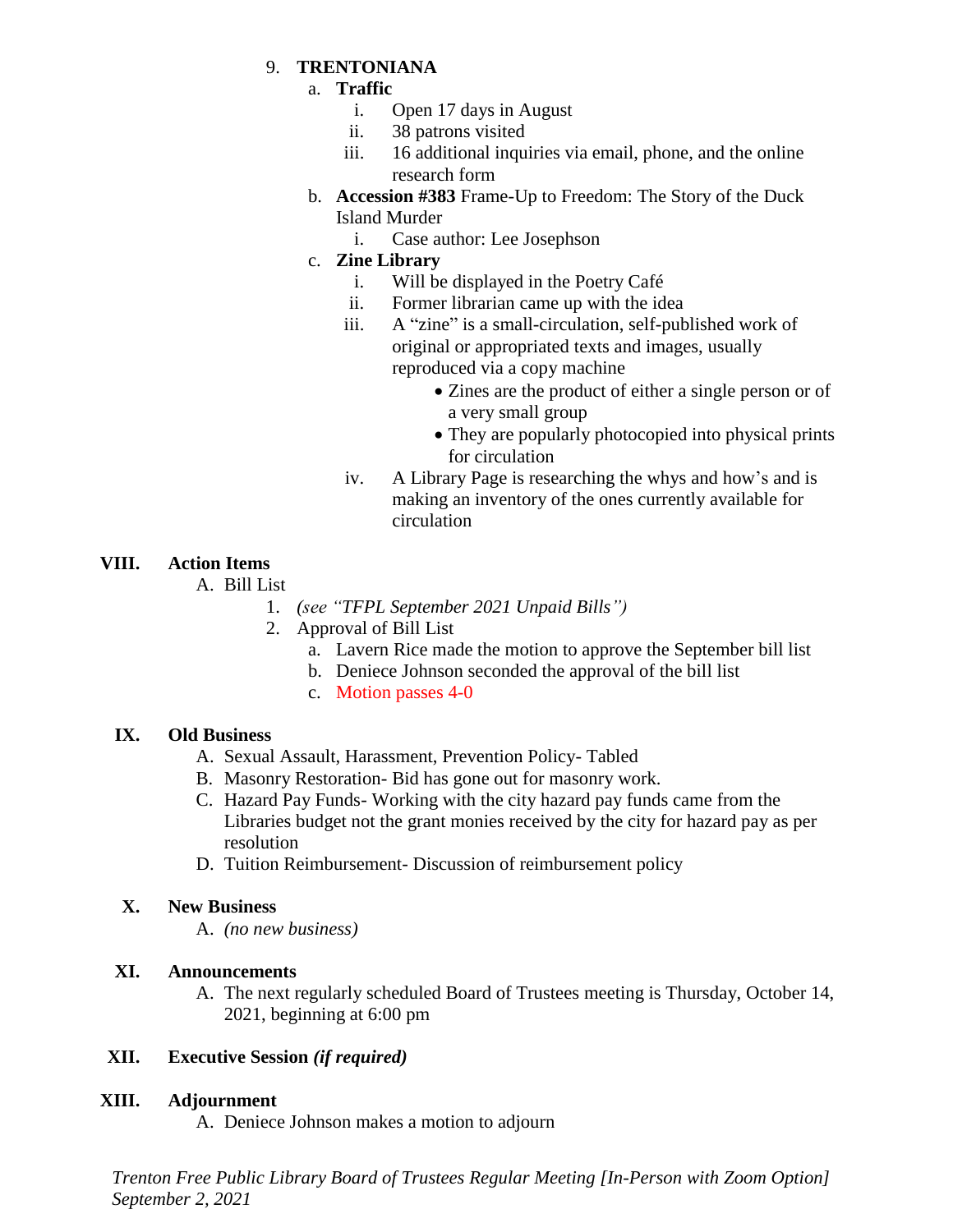9. **TRENTONIANA**
   a. **Traffic**
      i. Open 17 days in August
      ii. 38 patrons visited
      iii. 16 additional inquiries via email, phone, and the online research form
   b. **Accession #383** Frame-Up to Freedom: The Story of the Duck Island Murder
      i. Case author: Lee Josephson
   c. **Zine Library**
      i. Will be displayed in the Poetry Café
      ii. Former librarian came up with the idea
      iii. A "zine" is a small-circulation, self-published work of original or appropriated texts and images, usually reproduced via a copy machine
         - Zines are the product of either a single person or of a very small group
         - They are popularly photocopied into physical prints for circulation
      iv. A Library Page is researching the whys and how's and is making an inventory of the ones currently available for circulation

## VIII. Action Items

A. Bill List
   1. *(see "TFPL September 2021 Unpaid Bills")*
   2. Approval of Bill List
      a. Lavern Rice made the motion to approve the September bill list
      b. Deniece Johnson seconded the approval of the bill list
      c. Motion passes 4-0

## IX. Old Business

A. Sexual Assault, Harassment, Prevention Policy- Tabled
B. Masonry Restoration- Bid has gone out for masonry work.
C. Hazard Pay Funds- Working with the city hazard pay funds came from the Libraries budget not the grant monies received by the city for hazard pay as per resolution
D. Tuition Reimbursement- Discussion of reimbursement policy

## X. New Business

A. *(no new business)*

## XI. Announcements

A. The next regularly scheduled Board of Trustees meeting is Thursday, October 14, 2021, beginning at 6:00 pm

## XII. Executive Session *(if required)*

## XIII. Adjournment

A. Deniece Johnson makes a motion to adjourn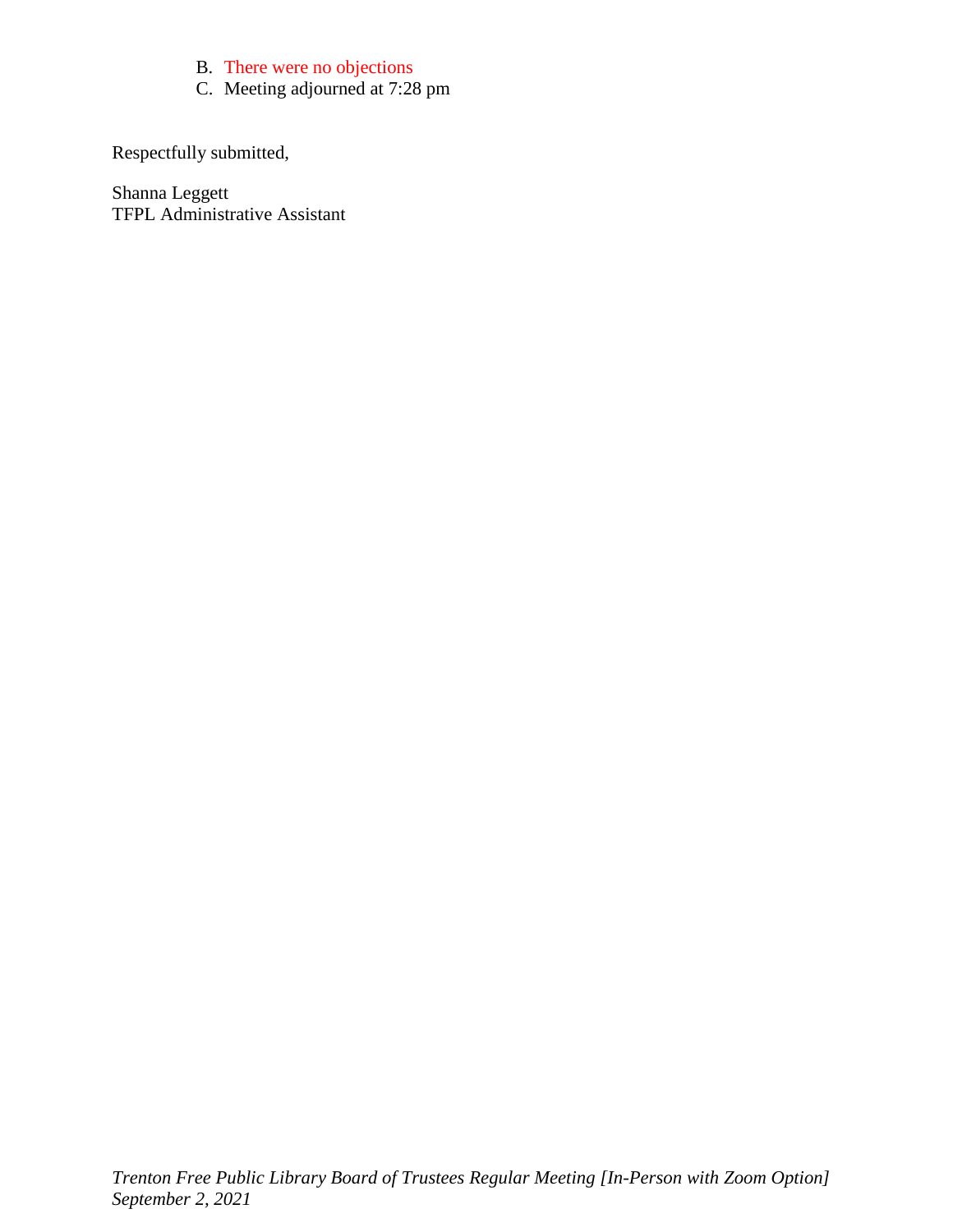B. There were no objections
C. Meeting adjourned at 7:28 pm

Respectfully submitted,

Shanna Leggett
TFPL Administrative Assistant